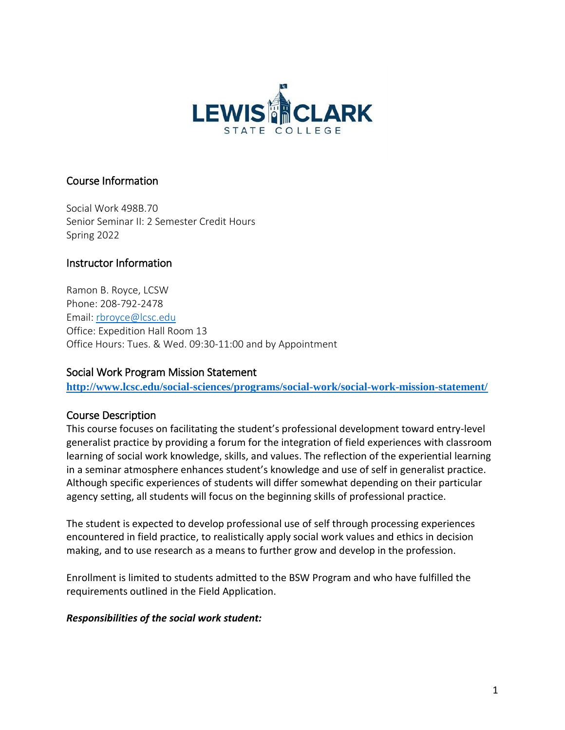## Course Information

Social Work 498B.70
Senior Seminar II: 2 Semester Credit Hours
Spring 2022

## Instructor Information

Ramon B. Royce, LCSW
Phone: 208-792-2478
Email: [rbroyce@lcsc.edu](mailto:rbroyce@lcsc.edu)
Office: Expedition Hall Room 13
Office Hours: Tues. & Wed. 09:30-11:00 and by Appointment

## Social Work Program Mission Statement

**[http://www.lcsc.edu/social-sciences/programs/social-work/social-work-mission-statement/](http://www.lcsc.edu/social-sciences/programs/social-work/social-work-mission-statement/)**

## Course Description

This course focuses on facilitating the student's professional development toward entry-level generalist practice by providing a forum for the integration of field experiences with classroom learning of social work knowledge, skills, and values. The reflection of the experiential learning in a seminar atmosphere enhances student's knowledge and use of self in generalist practice. Although specific experiences of students will differ somewhat depending on their particular agency setting, all students will focus on the beginning skills of professional practice.

The student is expected to develop professional use of self through processing experiences encountered in field practice, to realistically apply social work values and ethics in decision making, and to use research as a means to further grow and develop in the profession.

Enrollment is limited to students admitted to the BSW Program and who have fulfilled the requirements outlined in the Field Application.

***Responsibilities of the social work student:***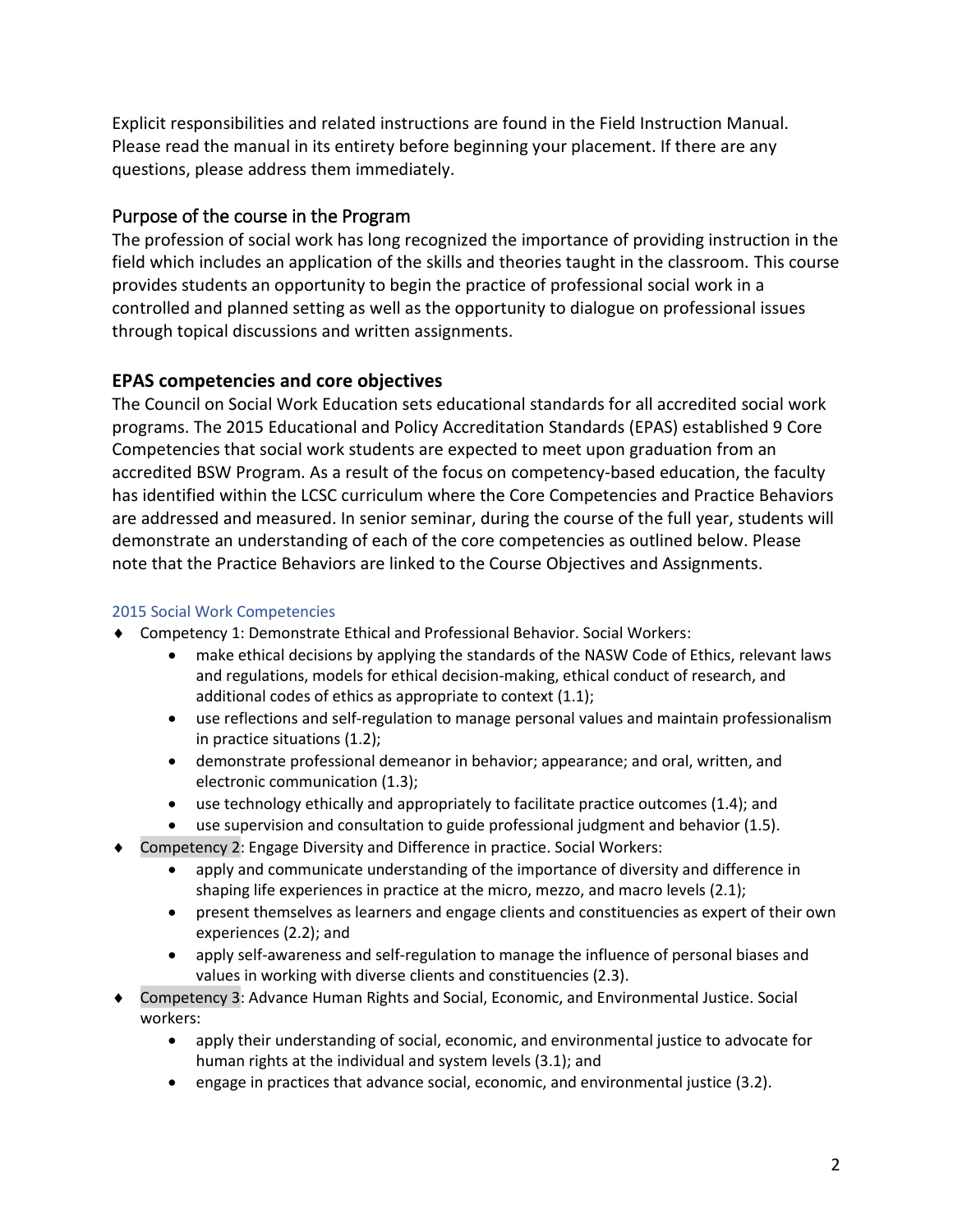Explicit responsibilities and related instructions are found in the Field Instruction Manual. Please read the manual in its entirety before beginning your placement. If there are any questions, please address them immediately.

## Purpose of the course in the Program

The profession of social work has long recognized the importance of providing instruction in the field which includes an application of the skills and theories taught in the classroom. This course provides students an opportunity to begin the practice of professional social work in a controlled and planned setting as well as the opportunity to dialogue on professional issues through topical discussions and written assignments.

## EPAS competencies and core objectives

The Council on Social Work Education sets educational standards for all accredited social work programs. The 2015 Educational and Policy Accreditation Standards (EPAS) established 9 Core Competencies that social work students are expected to meet upon graduation from an accredited BSW Program. As a result of the focus on competency-based education, the faculty has identified within the LCSC curriculum where the Core Competencies and Practice Behaviors are addressed and measured. In senior seminar, during the course of the full year, students will demonstrate an understanding of each of the core competencies as outlined below. Please note that the Practice Behaviors are linked to the Course Objectives and Assignments.

### 2015 Social Work Competencies

- Competency 1: Demonstrate Ethical and Professional Behavior. Social Workers:
  - make ethical decisions by applying the standards of the NASW Code of Ethics, relevant laws and regulations, models for ethical decision-making, ethical conduct of research, and additional codes of ethics as appropriate to context (1.1);
  - use reflections and self-regulation to manage personal values and maintain professionalism in practice situations (1.2);
  - demonstrate professional demeanor in behavior; appearance; and oral, written, and electronic communication (1.3);
  - use technology ethically and appropriately to facilitate practice outcomes (1.4); and
  - use supervision and consultation to guide professional judgment and behavior (1.5).
- Competency 2: Engage Diversity and Difference in practice. Social Workers:
  - apply and communicate understanding of the importance of diversity and difference in shaping life experiences in practice at the micro, mezzo, and macro levels (2.1);
  - present themselves as learners and engage clients and constituencies as expert of their own experiences (2.2); and
  - apply self-awareness and self-regulation to manage the influence of personal biases and values in working with diverse clients and constituencies (2.3).
- Competency 3: Advance Human Rights and Social, Economic, and Environmental Justice. Social workers:
  - apply their understanding of social, economic, and environmental justice to advocate for human rights at the individual and system levels (3.1); and
  - engage in practices that advance social, economic, and environmental justice (3.2).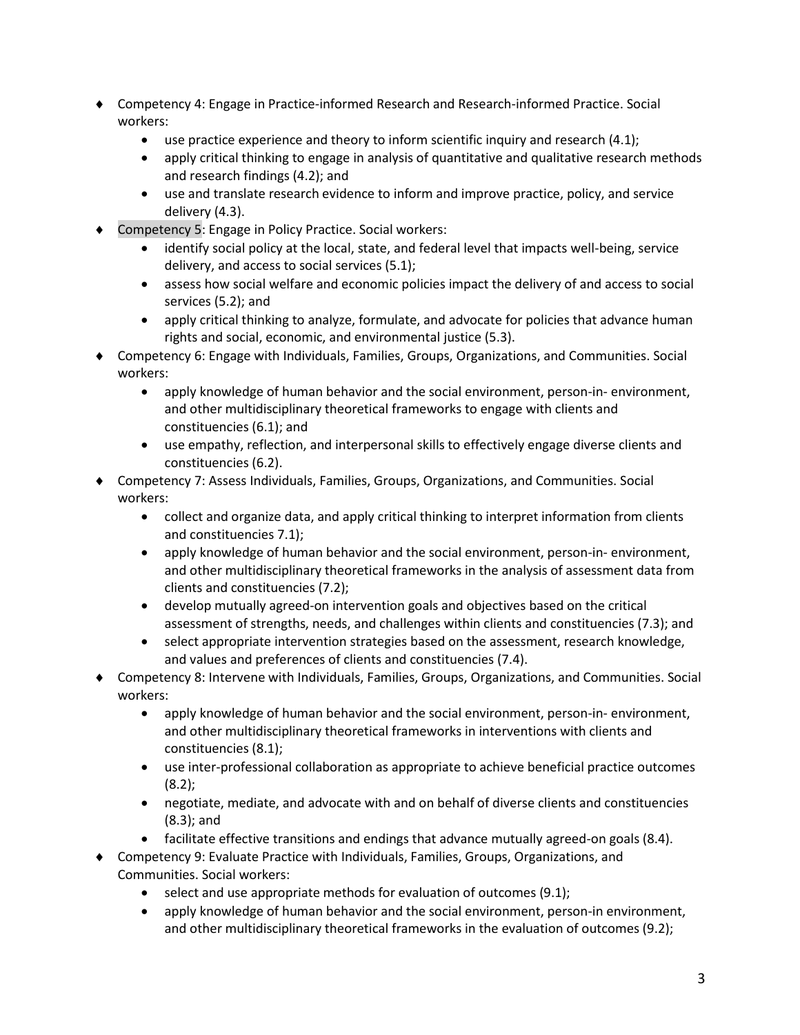- Competency 4: Engage in Practice-informed Research and Research-informed Practice. Social workers:
  - use practice experience and theory to inform scientific inquiry and research (4.1);
  - apply critical thinking to engage in analysis of quantitative and qualitative research methods and research findings (4.2); and
  - use and translate research evidence to inform and improve practice, policy, and service delivery (4.3).
- Competency 5: Engage in Policy Practice. Social workers:
  - identify social policy at the local, state, and federal level that impacts well-being, service delivery, and access to social services (5.1);
  - assess how social welfare and economic policies impact the delivery of and access to social services (5.2); and
  - apply critical thinking to analyze, formulate, and advocate for policies that advance human rights and social, economic, and environmental justice (5.3).
- Competency 6: Engage with Individuals, Families, Groups, Organizations, and Communities. Social workers:
  - apply knowledge of human behavior and the social environment, person-in- environment, and other multidisciplinary theoretical frameworks to engage with clients and constituencies (6.1); and
  - use empathy, reflection, and interpersonal skills to effectively engage diverse clients and constituencies (6.2).
- Competency 7: Assess Individuals, Families, Groups, Organizations, and Communities. Social workers:
  - collect and organize data, and apply critical thinking to interpret information from clients and constituencies 7.1);
  - apply knowledge of human behavior and the social environment, person-in- environment, and other multidisciplinary theoretical frameworks in the analysis of assessment data from clients and constituencies (7.2);
  - develop mutually agreed-on intervention goals and objectives based on the critical assessment of strengths, needs, and challenges within clients and constituencies (7.3); and
  - select appropriate intervention strategies based on the assessment, research knowledge, and values and preferences of clients and constituencies (7.4).
- Competency 8: Intervene with Individuals, Families, Groups, Organizations, and Communities. Social workers:
  - apply knowledge of human behavior and the social environment, person-in- environment, and other multidisciplinary theoretical frameworks in interventions with clients and constituencies (8.1);
  - use inter-professional collaboration as appropriate to achieve beneficial practice outcomes (8.2);
  - negotiate, mediate, and advocate with and on behalf of diverse clients and constituencies (8.3); and
  - facilitate effective transitions and endings that advance mutually agreed-on goals (8.4).
- Competency 9: Evaluate Practice with Individuals, Families, Groups, Organizations, and Communities. Social workers:
  - select and use appropriate methods for evaluation of outcomes (9.1);
  - apply knowledge of human behavior and the social environment, person-in environment, and other multidisciplinary theoretical frameworks in the evaluation of outcomes (9.2);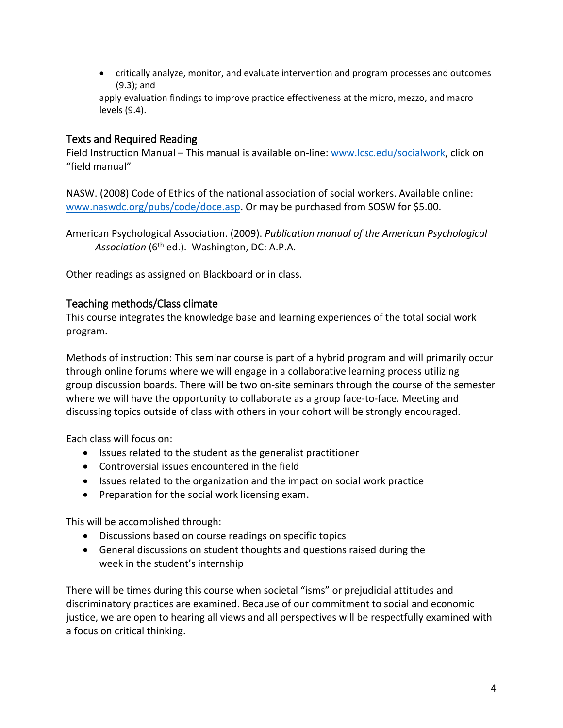- critically analyze, monitor, and evaluate intervention and program processes and outcomes (9.3); and

apply evaluation findings to improve practice effectiveness at the micro, mezzo, and macro levels (9.4).

## Texts and Required Reading

Field Instruction Manual – This manual is available on-line: www.lcsc.edu/socialwork, click on "field manual"

NASW. (2008) Code of Ethics of the national association of social workers. Available online: www.naswdc.org/pubs/code/doce.asp. Or may be purchased from SOSW for $5.00.

American Psychological Association. (2009). *Publication manual of the American Psychological Association* (6th ed.). Washington, DC: A.P.A.

Other readings as assigned on Blackboard or in class.

## Teaching methods/Class climate

This course integrates the knowledge base and learning experiences of the total social work program.

Methods of instruction: This seminar course is part of a hybrid program and will primarily occur through online forums where we will engage in a collaborative learning process utilizing group discussion boards. There will be two on-site seminars through the course of the semester where we will have the opportunity to collaborate as a group face-to-face. Meeting and discussing topics outside of class with others in your cohort will be strongly encouraged.

Each class will focus on:

- Issues related to the student as the generalist practitioner
- Controversial issues encountered in the field
- Issues related to the organization and the impact on social work practice
- Preparation for the social work licensing exam.

This will be accomplished through:

- Discussions based on course readings on specific topics
- General discussions on student thoughts and questions raised during the week in the student's internship

There will be times during this course when societal "isms" or prejudicial attitudes and discriminatory practices are examined. Because of our commitment to social and economic justice, we are open to hearing all views and all perspectives will be respectfully examined with a focus on critical thinking.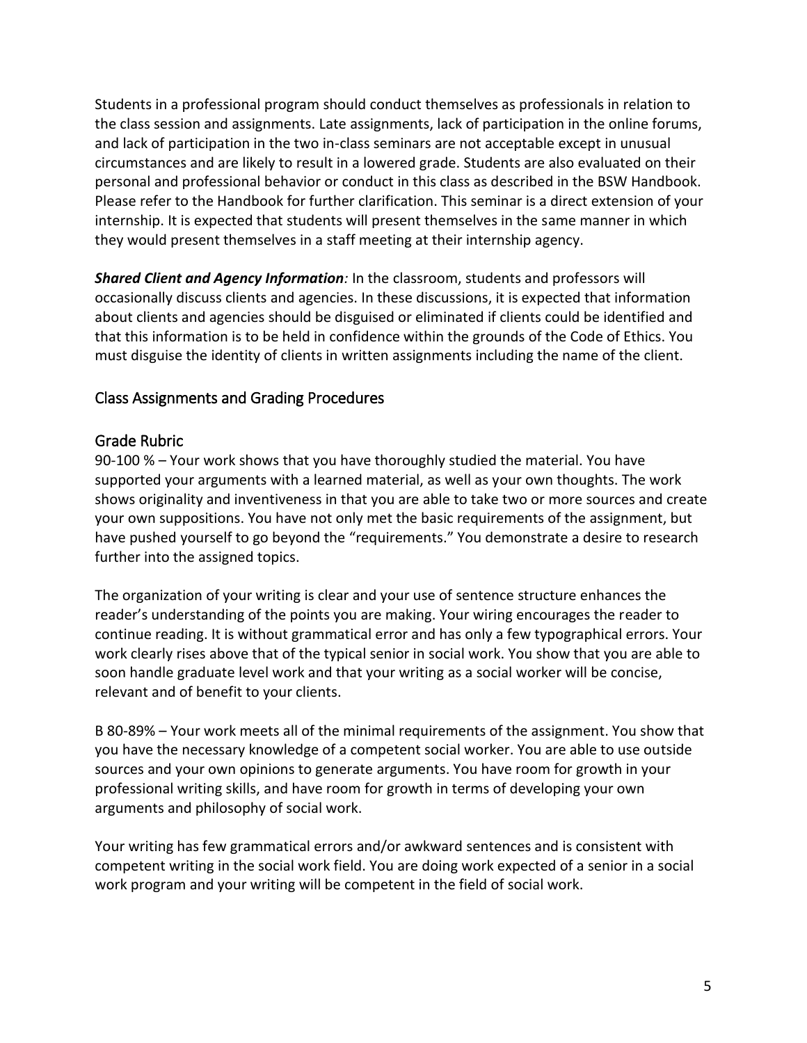Students in a professional program should conduct themselves as professionals in relation to the class session and assignments. Late assignments, lack of participation in the online forums, and lack of participation in the two in-class seminars are not acceptable except in unusual circumstances and are likely to result in a lowered grade. Students are also evaluated on their personal and professional behavior or conduct in this class as described in the BSW Handbook. Please refer to the Handbook for further clarification. This seminar is a direct extension of your internship. It is expected that students will present themselves in the same manner in which they would present themselves in a staff meeting at their internship agency.

***Shared Client and Agency Information****:* In the classroom, students and professors will occasionally discuss clients and agencies. In these discussions, it is expected that information about clients and agencies should be disguised or eliminated if clients could be identified and that this information is to be held in confidence within the grounds of the Code of Ethics. You must disguise the identity of clients in written assignments including the name of the client.

## Class Assignments and Grading Procedures

### Grade Rubric

90-100 % – Your work shows that you have thoroughly studied the material. You have supported your arguments with a learned material, as well as your own thoughts. The work shows originality and inventiveness in that you are able to take two or more sources and create your own suppositions. You have not only met the basic requirements of the assignment, but have pushed yourself to go beyond the "requirements." You demonstrate a desire to research further into the assigned topics.

The organization of your writing is clear and your use of sentence structure enhances the reader's understanding of the points you are making. Your wiring encourages the reader to continue reading. It is without grammatical error and has only a few typographical errors. Your work clearly rises above that of the typical senior in social work. You show that you are able to soon handle graduate level work and that your writing as a social worker will be concise, relevant and of benefit to your clients.

B 80-89% – Your work meets all of the minimal requirements of the assignment. You show that you have the necessary knowledge of a competent social worker. You are able to use outside sources and your own opinions to generate arguments. You have room for growth in your professional writing skills, and have room for growth in terms of developing your own arguments and philosophy of social work.

Your writing has few grammatical errors and/or awkward sentences and is consistent with competent writing in the social work field. You are doing work expected of a senior in a social work program and your writing will be competent in the field of social work.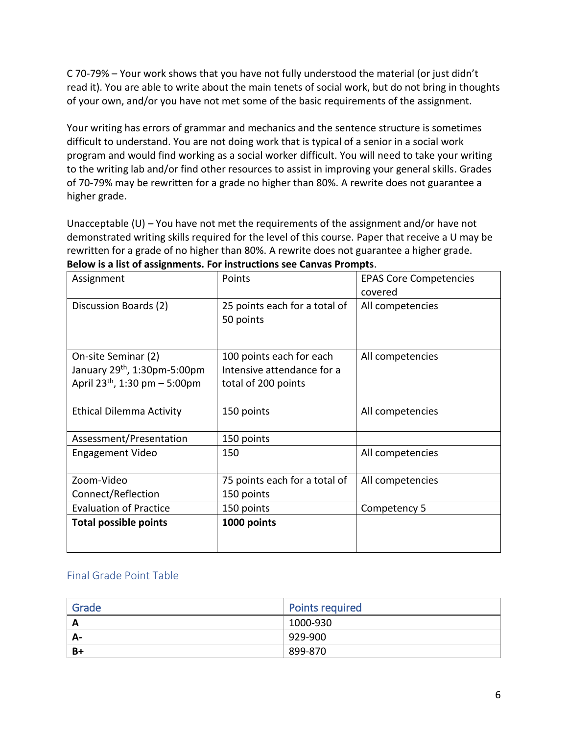C 70-79% – Your work shows that you have not fully understood the material (or just didn't read it). You are able to write about the main tenets of social work, but do not bring in thoughts of your own, and/or you have not met some of the basic requirements of the assignment.

Your writing has errors of grammar and mechanics and the sentence structure is sometimes difficult to understand. You are not doing work that is typical of a senior in a social work program and would find working as a social worker difficult. You will need to take your writing to the writing lab and/or find other resources to assist in improving your general skills. Grades of 70-79% may be rewritten for a grade no higher than 80%. A rewrite does not guarantee a higher grade.

Unacceptable (U) – You have not met the requirements of the assignment and/or have not demonstrated writing skills required for the level of this course. Paper that receive a U may be rewritten for a grade of no higher than 80%. A rewrite does not guarantee a higher grade.

**Below is a list of assignments. For instructions see Canvas Prompts**.

| Assignment | Points | EPAS Core Competencies covered |
|---|---|---|
| Discussion Boards (2) | 25 points each for a total of 50 points | All competencies |
| On-site Seminar (2)<br>January 29th, 1:30pm-5:00pm<br>April 23th, 1:30 pm – 5:00pm | 100 points each for each Intensive attendance for a total of 200 points | All competencies |
| Ethical Dilemma Activity | 150 points | All competencies |
| Assessment/Presentation | 150 points | |
| Engagement Video | 150 | All competencies |
| Zoom-Video Connect/Reflection | 75 points each for a total of 150 points | All competencies |
| Evaluation of Practice | 150 points | Competency 5 |
| **Total possible points** | **1000 points** | |

## Final Grade Point Table

| Grade | Points required |
|---|---|
| **A** | 1000-930 |
| **A-** | 929-900 |
| **B+** | 899-870 |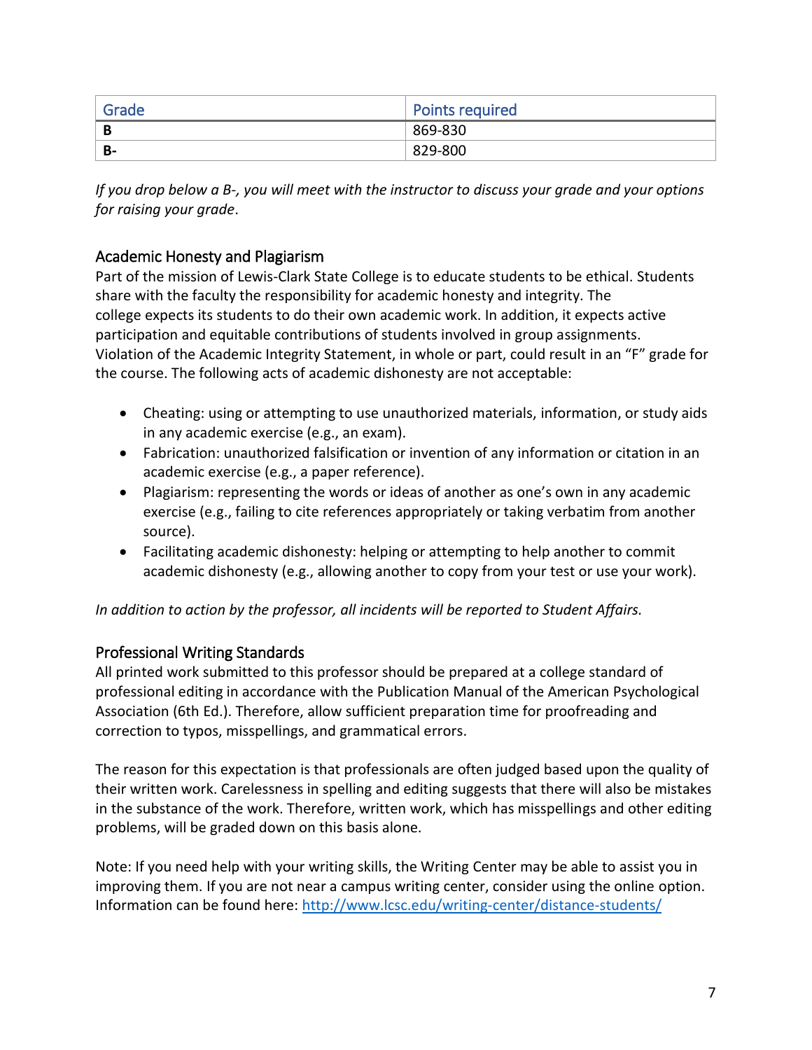| Grade | Points required |
| --- | --- |
| **B** | 869-830 |
| **B-** | 829-800 |

*If you drop below a B-, you will meet with the instructor to discuss your grade and your options for raising your grade*.

## Academic Honesty and Plagiarism

Part of the mission of Lewis-Clark State College is to educate students to be ethical. Students share with the faculty the responsibility for academic honesty and integrity. The college expects its students to do their own academic work. In addition, it expects active participation and equitable contributions of students involved in group assignments. Violation of the Academic Integrity Statement, in whole or part, could result in an "F" grade for the course. The following acts of academic dishonesty are not acceptable:

- Cheating: using or attempting to use unauthorized materials, information, or study aids in any academic exercise (e.g., an exam).
- Fabrication: unauthorized falsification or invention of any information or citation in an academic exercise (e.g., a paper reference).
- Plagiarism: representing the words or ideas of another as one's own in any academic exercise (e.g., failing to cite references appropriately or taking verbatim from another source).
- Facilitating academic dishonesty: helping or attempting to help another to commit academic dishonesty (e.g., allowing another to copy from your test or use your work).

*In addition to action by the professor, all incidents will be reported to Student Affairs.*

## Professional Writing Standards

All printed work submitted to this professor should be prepared at a college standard of professional editing in accordance with the Publication Manual of the American Psychological Association (6th Ed.). Therefore, allow sufficient preparation time for proofreading and correction to typos, misspellings, and grammatical errors.

The reason for this expectation is that professionals are often judged based upon the quality of their written work. Carelessness in spelling and editing suggests that there will also be mistakes in the substance of the work. Therefore, written work, which has misspellings and other editing problems, will be graded down on this basis alone.

Note: If you need help with your writing skills, the Writing Center may be able to assist you in improving them. If you are not near a campus writing center, consider using the online option. Information can be found here: http://www.lcsc.edu/writing-center/distance-students/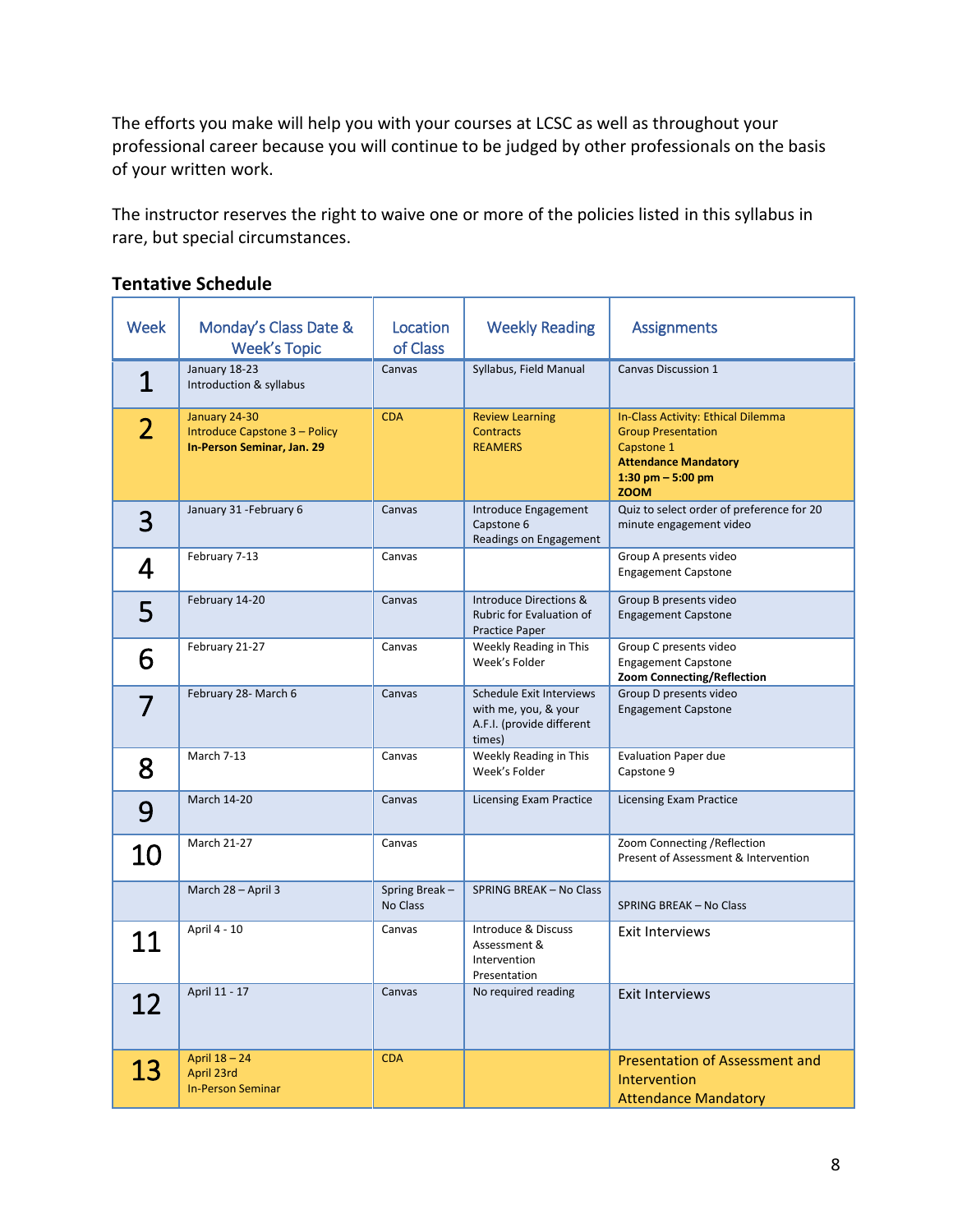The efforts you make will help you with your courses at LCSC as well as throughout your professional career because you will continue to be judged by other professionals on the basis of your written work.

The instructor reserves the right to waive one or more of the policies listed in this syllabus in rare, but special circumstances.

### Tentative Schedule

| Week | Monday's Class Date & Week's Topic | Location of Class | Weekly Reading | Assignments |
|---|---|---|---|---|
| 1 | January 18-23<br>Introduction & syllabus | Canvas | Syllabus, Field Manual | Canvas Discussion 1 |
| 2 | January 24-30<br>Introduce Capstone 3 – Policy<br>**In-Person Seminar, Jan. 29** | CDA | Review Learning Contracts<br>REAMERS | In-Class Activity: Ethical Dilemma<br>Group Presentation<br>Capstone 1<br>**Attendance Mandatory**<br>**1:30 pm – 5:00 pm**<br>**ZOOM** |
| 3 | January 31 -February 6 | Canvas | Introduce Engagement Capstone 6<br>Readings on Engagement | Quiz to select order of preference for 20 minute engagement video |
| 4 | February 7-13 | Canvas | | Group A presents video<br>Engagement Capstone |
| 5 | February 14-20 | Canvas | Introduce Directions & Rubric for Evaluation of Practice Paper | Group B presents video<br>Engagement Capstone |
| 6 | February 21-27 | Canvas | Weekly Reading in This Week's Folder | Group C presents video<br>Engagement Capstone<br>**Zoom Connecting/Reflection** |
| 7 | February 28- March 6 | Canvas | Schedule Exit Interviews with me, you, & your A.F.I. (provide different times) | Group D presents video<br>Engagement Capstone |
| 8 | March 7-13 | Canvas | Weekly Reading in This Week's Folder | Evaluation Paper due<br>Capstone 9 |
| 9 | March 14-20 | Canvas | Licensing Exam Practice | Licensing Exam Practice |
| 10 | March 21-27 | Canvas | | Zoom Connecting /Reflection<br>Present of Assessment & Intervention |
| | March 28 – April 3 | Spring Break – No Class | SPRING BREAK – No Class | SPRING BREAK – No Class |
| 11 | April 4 - 10 | Canvas | Introduce & Discuss Assessment & Intervention Presentation | Exit Interviews |
| 12 | April 11 - 17 | Canvas | No required reading | Exit Interviews |
| 13 | April 18 – 24<br>April 23rd<br>In-Person Seminar | CDA | | Presentation of Assessment and Intervention<br>Attendance Mandatory |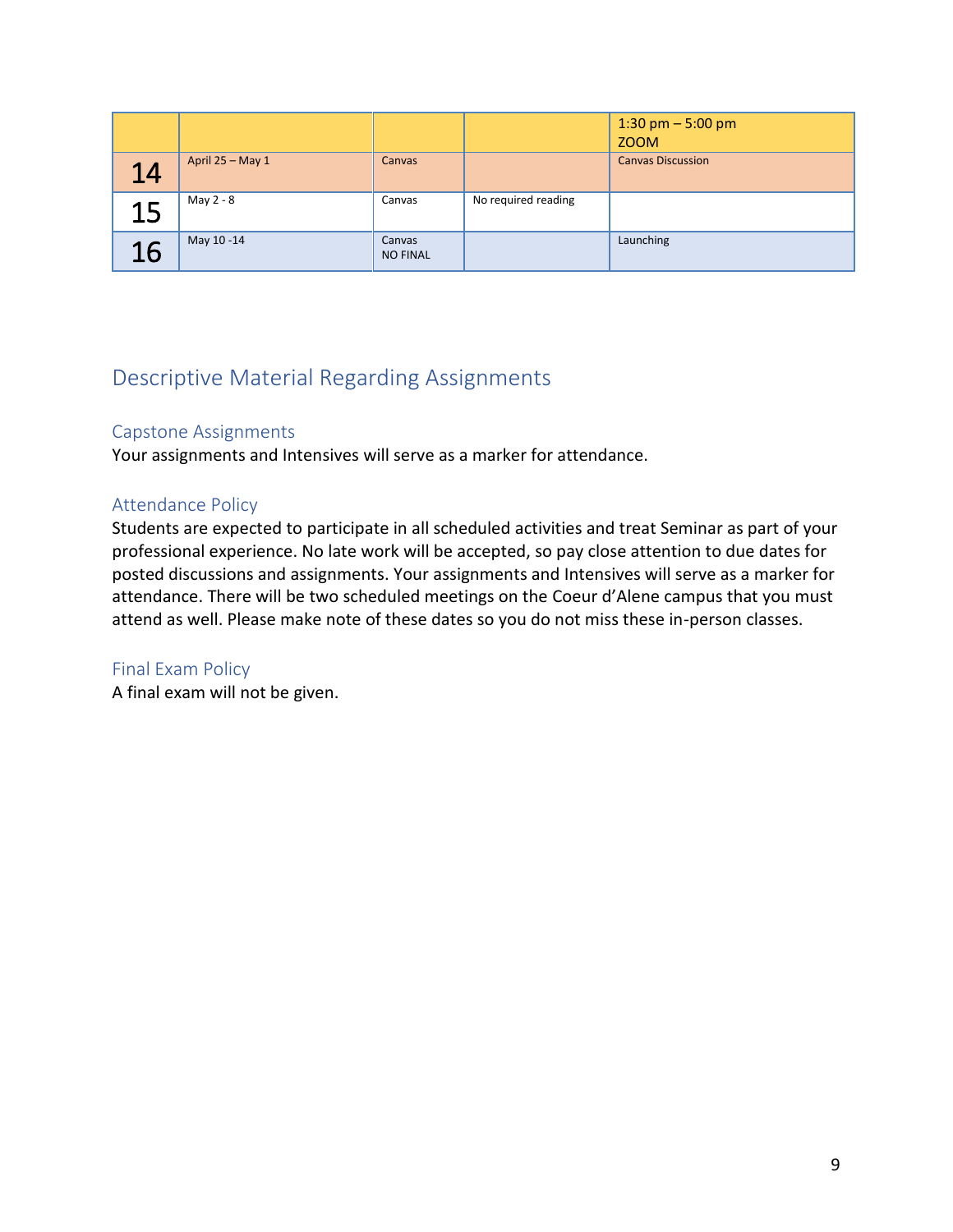| | | | | |
|---|---|---|---|---|
| | | | | 1:30 pm – 5:00 pm ZOOM |
| 14 | April 25 – May 1 | Canvas | | Canvas Discussion |
| 15 | May 2 - 8 | Canvas | No required reading | |
| 16 | May 10 -14 | Canvas NO FINAL | | Launching |

## Descriptive Material Regarding Assignments

### Capstone Assignments

Your assignments and Intensives will serve as a marker for attendance.

### Attendance Policy

Students are expected to participate in all scheduled activities and treat Seminar as part of your professional experience. No late work will be accepted, so pay close attention to due dates for posted discussions and assignments. Your assignments and Intensives will serve as a marker for attendance. There will be two scheduled meetings on the Coeur d'Alene campus that you must attend as well. Please make note of these dates so you do not miss these in-person classes.

### Final Exam Policy

A final exam will not be given.